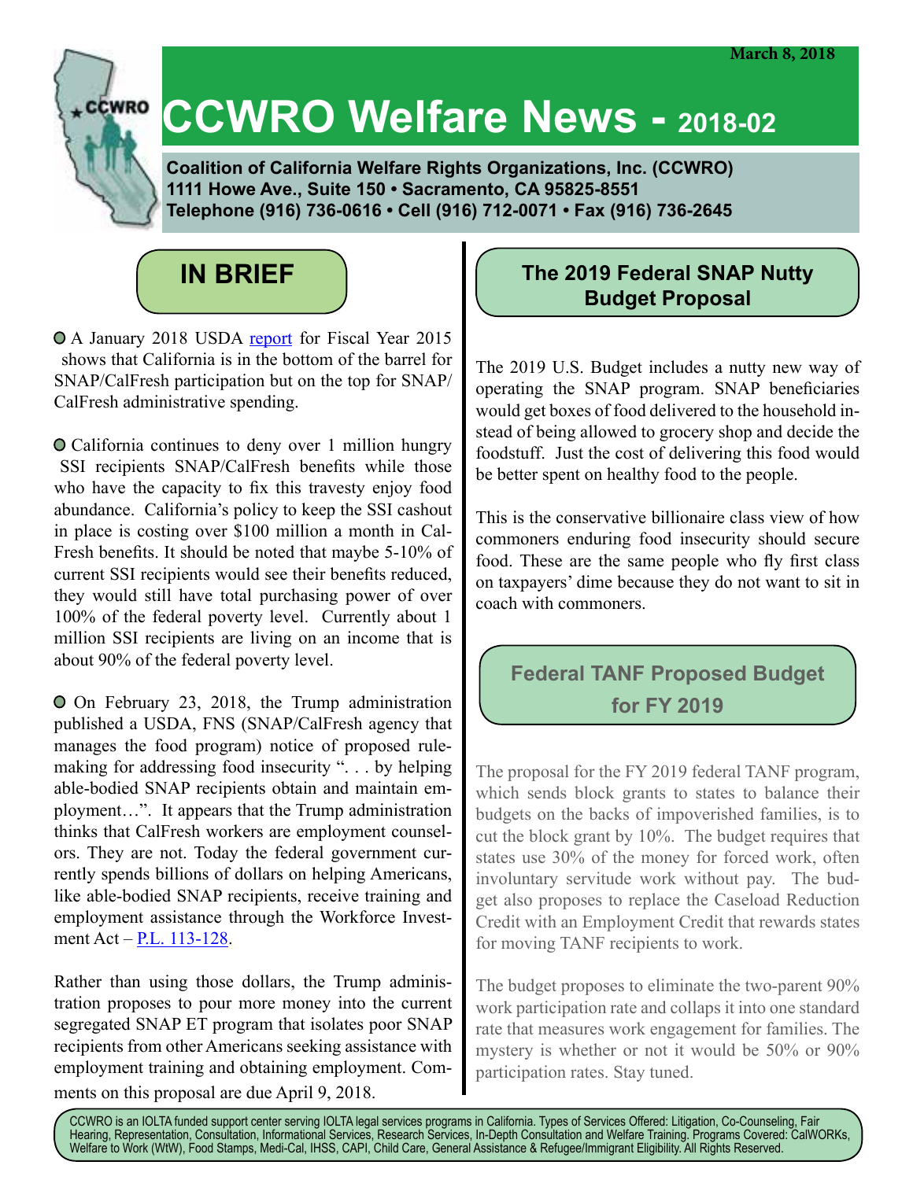March 8, 2018

# CCWRO Welfare News - 2018-02

**Coalition of California Welfare Rights Organizations, Inc. (CCWRO)**
**1111 Howe Ave., Suite 150 • Sacramento, CA 95825-8551**
**Telephone (916) 736-0616 • Cell (916) 712-0071 • Fax (916) 736-2645**

## IN BRIEF

- A January 2018 USDA report for Fiscal Year 2015 shows that California is in the bottom of the barrel for SNAP/CalFresh participation but on the top for SNAP/CalFresh administrative spending.

- California continues to deny over 1 million hungry SSI recipients SNAP/CalFresh benefits while those who have the capacity to fix this travesty enjoy food abundance. California's policy to keep the SSI cashout in place is costing over $100 million a month in CalFresh benefits. It should be noted that maybe 5-10% of current SSI recipients would see their benefits reduced, they would still have total purchasing power of over 100% of the federal poverty level. Currently about 1 million SSI recipients are living on an income that is about 90% of the federal poverty level.

- On February 23, 2018, the Trump administration published a USDA, FNS (SNAP/CalFresh agency that manages the food program) notice of proposed rulemaking for addressing food insecurity ". . . by helping able-bodied SNAP recipients obtain and maintain employment…". It appears that the Trump administration thinks that CalFresh workers are employment counselors. They are not. Today the federal government currently spends billions of dollars on helping Americans, like able-bodied SNAP recipients, receive training and employment assistance through the Workforce Investment Act – P.L. 113-128.

Rather than using those dollars, the Trump administration proposes to pour more money into the current segregated SNAP ET program that isolates poor SNAP recipients from other Americans seeking assistance with employment training and obtaining employment. Comments on this proposal are due April 9, 2018.

## The 2019 Federal SNAP Nutty Budget Proposal

The 2019 U.S. Budget includes a nutty new way of operating the SNAP program. SNAP beneficiaries would get boxes of food delivered to the household instead of being allowed to grocery shop and decide the foodstuff. Just the cost of delivering this food would be better spent on healthy food to the people.

This is the conservative billionaire class view of how commoners enduring food insecurity should secure food. These are the same people who fly first class on taxpayers' dime because they do not want to sit in coach with commoners.

## Federal TANF Proposed Budget for FY 2019

The proposal for the FY 2019 federal TANF program, which sends block grants to states to balance their budgets on the backs of impoverished families, is to cut the block grant by 10%. The budget requires that states use 30% of the money for forced work, often involuntary servitude work without pay. The budget also proposes to replace the Caseload Reduction Credit with an Employment Credit that rewards states for moving TANF recipients to work.

The budget proposes to eliminate the two-parent 90% work participation rate and collaps it into one standard rate that measures work engagement for families. The mystery is whether or not it would be 50% or 90% participation rates. Stay tuned.

CCWRO is an IOLTA funded support center serving IOLTA legal services programs in California. Types of Services Offered: Litigation, Co-Counseling, Fair Hearing, Representation, Consultation, Informational Services, Research Services, In-Depth Consultation and Welfare Training. Programs Covered: CalWORKs, Welfare to Work (WtW), Food Stamps, Medi-Cal, IHSS, CAPI, Child Care, General Assistance & Refugee/Immigrant Eligibility. All Rights Reserved.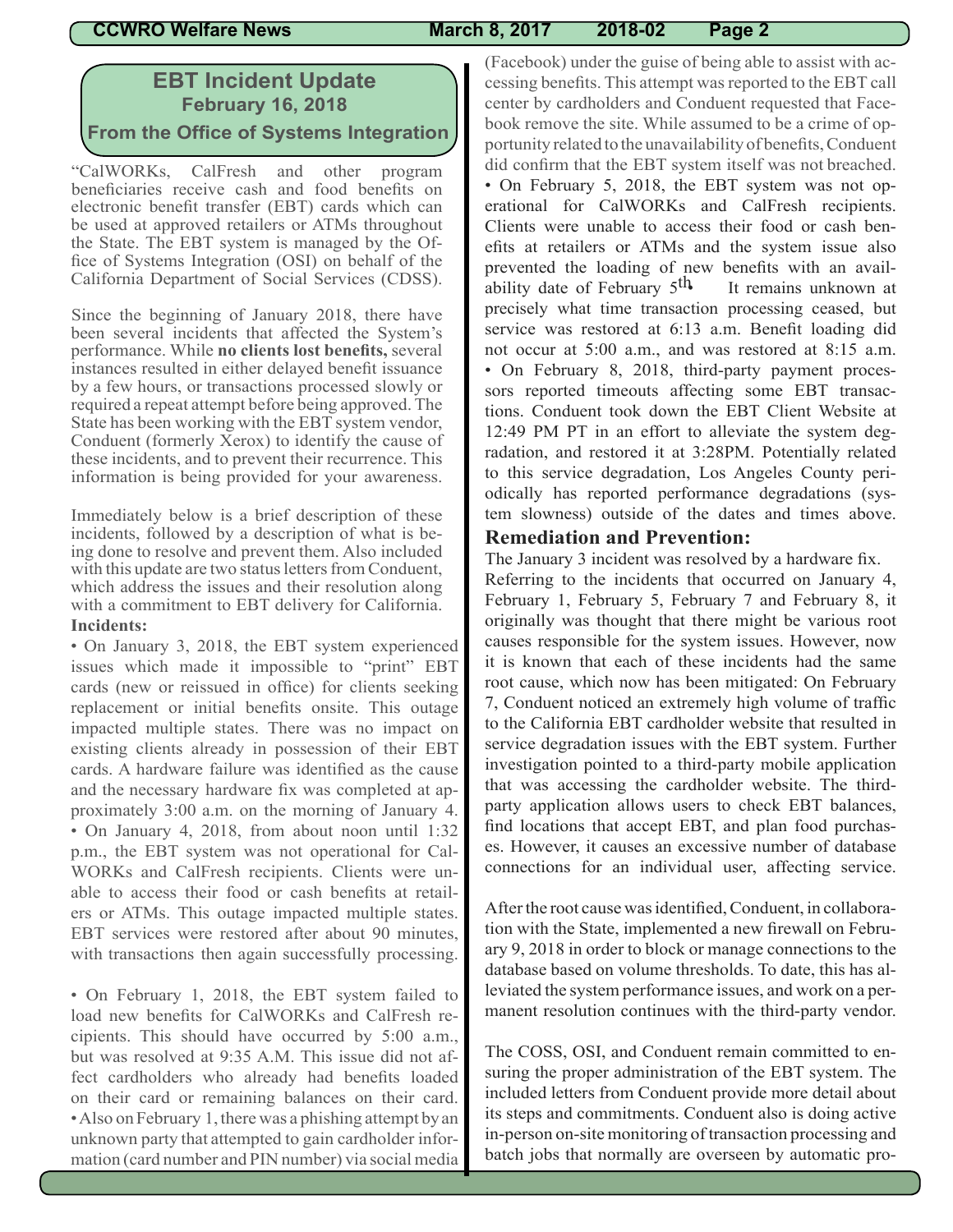## EBT Incident Update
### February 16, 2018
### From the Office of Systems Integration

"CalWORKs, CalFresh and other program beneficiaries receive cash and food benefits on electronic benefit transfer (EBT) cards which can be used at approved retailers or ATMs throughout the State. The EBT system is managed by the Office of Systems Integration (OSI) on behalf of the California Department of Social Services (CDSS).

Since the beginning of January 2018, there have been several incidents that affected the System's performance. While **no clients lost benefits,** several instances resulted in either delayed benefit issuance by a few hours, or transactions processed slowly or required a repeat attempt before being approved. The State has been working with the EBT system vendor, Conduent (formerly Xerox) to identify the cause of these incidents, and to prevent their recurrence. This information is being provided for your awareness.

Immediately below is a brief description of these incidents, followed by a description of what is being done to resolve and prevent them. Also included with this update are two status letters from Conduent, which address the issues and their resolution along with a commitment to EBT delivery for California.

**Incidents:**

- On January 3, 2018, the EBT system experienced issues which made it impossible to "print" EBT cards (new or reissued in office) for clients seeking replacement or initial benefits onsite. This outage impacted multiple states. There was no impact on existing clients already in possession of their EBT cards. A hardware failure was identified as the cause and the necessary hardware fix was completed at approximately 3:00 a.m. on the morning of January 4.
- On January 4, 2018, from about noon until 1:32 p.m., the EBT system was not operational for CalWORKs and CalFresh recipients. Clients were unable to access their food or cash benefits at retailers or ATMs. This outage impacted multiple states. EBT services were restored after about 90 minutes, with transactions then again successfully processing.
- On February 1, 2018, the EBT system failed to load new benefits for CalWORKs and CalFresh recipients. This should have occurred by 5:00 a.m., but was resolved at 9:35 A.M. This issue did not affect cardholders who already had benefits loaded on their card or remaining balances on their card.
- Also on February 1, there was a phishing attempt by an unknown party that attempted to gain cardholder information (card number and PIN number) via social media (Facebook) under the guise of being able to assist with accessing benefits. This attempt was reported to the EBT call center by cardholders and Conduent requested that Facebook remove the site. While assumed to be a crime of opportunity related to the unavailability of benefits, Conduent did confirm that the EBT system itself was not breached.
- On February 5, 2018, the EBT system was not operational for CalWORKs and CalFresh recipients. Clients were unable to access their food or cash benefits at retailers or ATMs and the system issue also prevented the loading of new benefits with an availability date of February 5th. It remains unknown at precisely what time transaction processing ceased, but service was restored at 6:13 a.m. Benefit loading did not occur at 5:00 a.m., and was restored at 8:15 a.m.
- On February 8, 2018, third-party payment processors reported timeouts affecting some EBT transactions. Conduent took down the EBT Client Website at 12:49 PM PT in an effort to alleviate the system degradation, and restored it at 3:28PM. Potentially related to this service degradation, Los Angeles County periodically has reported performance degradations (system slowness) outside of the dates and times above.

**Remediation and Prevention:**

The January 3 incident was resolved by a hardware fix.

Referring to the incidents that occurred on January 4, February 1, February 5, February 7 and February 8, it originally was thought that there might be various root causes responsible for the system issues. However, now it is known that each of these incidents had the same root cause, which now has been mitigated: On February 7, Conduent noticed an extremely high volume of traffic to the California EBT cardholder website that resulted in service degradation issues with the EBT system. Further investigation pointed to a third-party mobile application that was accessing the cardholder website. The third-party application allows users to check EBT balances, find locations that accept EBT, and plan food purchases. However, it causes an excessive number of database connections for an individual user, affecting service.

After the root cause was identified, Conduent, in collaboration with the State, implemented a new firewall on February 9, 2018 in order to block or manage connections to the database based on volume thresholds. To date, this has alleviated the system performance issues, and work on a permanent resolution continues with the third-party vendor.

The COSS, OSI, and Conduent remain committed to ensuring the proper administration of the EBT system. The included letters from Conduent provide more detail about its steps and commitments. Conduent also is doing active in-person on-site monitoring of transaction processing and batch jobs that normally are overseen by automatic pro-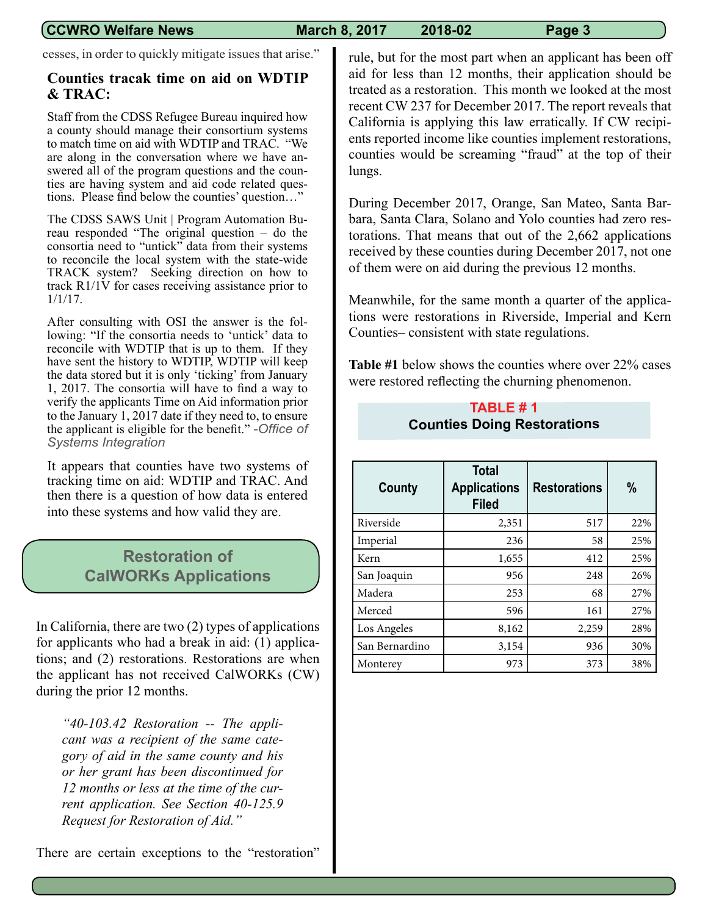cesses, in order to quickly mitigate issues that arise."

### Counties tracak time on aid on WDTIP & TRAC:

Staff from the CDSS Refugee Bureau inquired how a county should manage their consortium systems to match time on aid with WDTIP and TRAC. "We are along in the conversation where we have answered all of the program questions and the counties are having system and aid code related questions. Please find below the counties' question…"

The CDSS SAWS Unit | Program Automation Bureau responded "The original question – do the consortia need to "untick" data from their systems to reconcile the local system with the state-wide TRACK system? Seeking direction on how to track R1/1V for cases receiving assistance prior to 1/1/17.

After consulting with OSI the answer is the following: "If the consortia needs to 'untick' data to reconcile with WDTIP that is up to them. If they have sent the history to WDTIP, WDTIP will keep the data stored but it is only 'ticking' from January 1, 2017. The consortia will have to find a way to verify the applicants Time on Aid information prior to the January 1, 2017 date if they need to, to ensure the applicant is eligible for the benefit." *-Office of Systems Integration*

It appears that counties have two systems of tracking time on aid: WDTIP and TRAC. And then there is a question of how data is entered into these systems and how valid they are.

## Restoration of CalWORKs Applications

In California, there are two (2) types of applications for applicants who had a break in aid: (1) applications; and (2) restorations. Restorations are when the applicant has not received CalWORKs (CW) during the prior 12 months.

> *"40-103.42 Restoration -- The applicant was a recipient of the same category of aid in the same county and his or her grant has been discontinued for 12 months or less at the time of the current application. See Section 40-125.9 Request for Restoration of Aid."*

There are certain exceptions to the "restoration" rule, but for the most part when an applicant has been off aid for less than 12 months, their application should be treated as a restoration. This month we looked at the most recent CW 237 for December 2017. The report reveals that California is applying this law erratically. If CW recipients reported income like counties implement restorations, counties would be screaming "fraud" at the top of their lungs.

During December 2017, Orange, San Mateo, Santa Barbara, Santa Clara, Solano and Yolo counties had zero restorations. That means that out of the 2,662 applications received by these counties during December 2017, not one of them were on aid during the previous 12 months.

Meanwhile, for the same month a quarter of the applications were restorations in Riverside, Imperial and Kern Counties– consistent with state regulations.

**Table #1** below shows the counties where over 22% cases were restored reflecting the churning phenomenon.

**TABLE # 1**
**Counties Doing Restorations**

| County | Total Applications Filed | Restorations | % |
|---|---|---|---|
| Riverside | 2,351 | 517 | 22% |
| Imperial | 236 | 58 | 25% |
| Kern | 1,655 | 412 | 25% |
| San Joaquin | 956 | 248 | 26% |
| Madera | 253 | 68 | 27% |
| Merced | 596 | 161 | 27% |
| Los Angeles | 8,162 | 2,259 | 28% |
| San Bernardino | 3,154 | 936 | 30% |
| Monterey | 973 | 373 | 38% |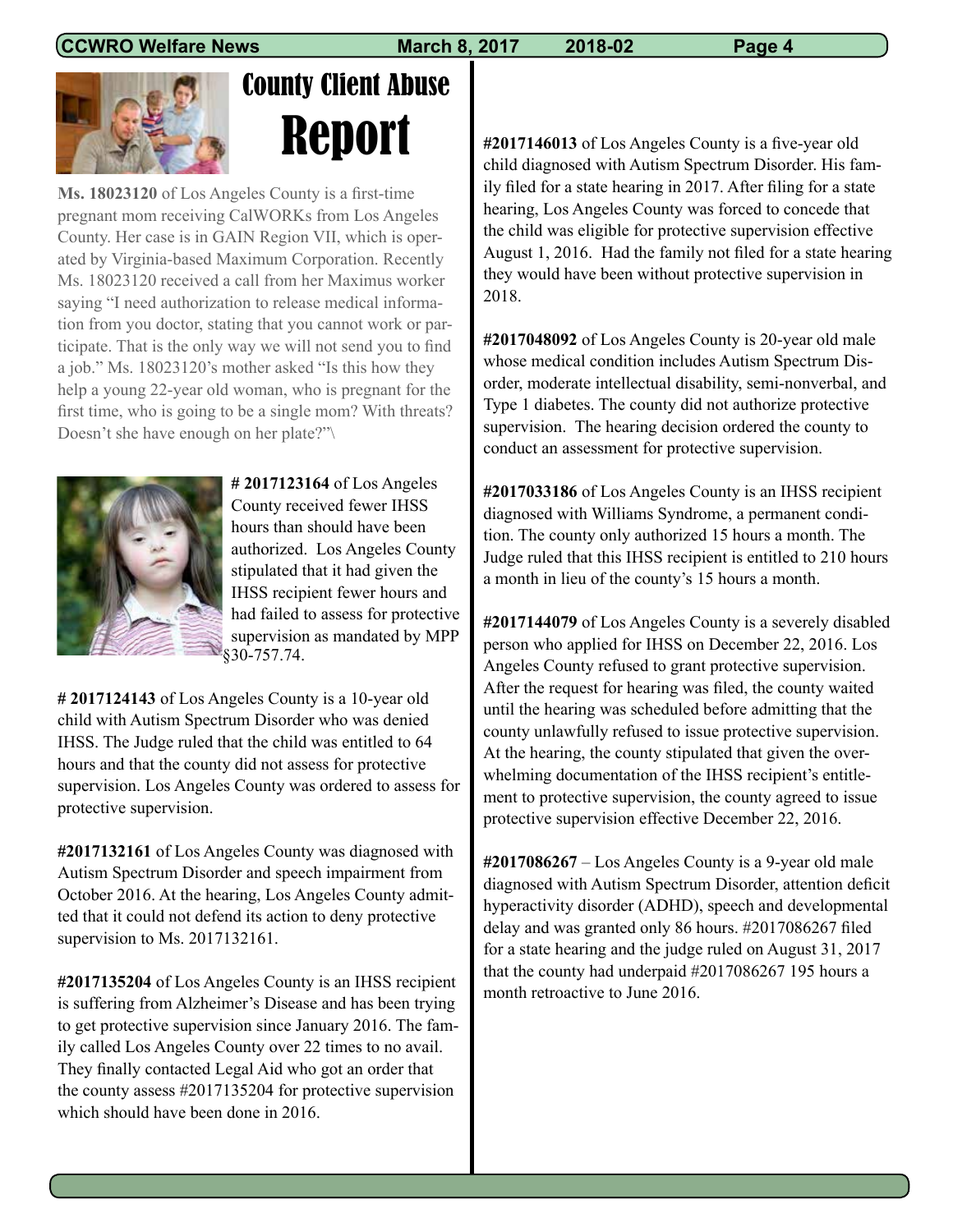# County Client Abuse Report

**Ms. 18023120** of Los Angeles County is a first-time pregnant mom receiving CalWORKs from Los Angeles County. Her case is in GAIN Region VII, which is operated by Virginia-based Maximum Corporation. Recently Ms. 18023120 received a call from her Maximus worker saying "I need authorization to release medical information from you doctor, stating that you cannot work or participate. That is the only way we will not send you to find a job." Ms. 18023120's mother asked "Is this how they help a young 22-year old woman, who is pregnant for the first time, who is going to be a single mom? With threats? Doesn't she have enough on her plate?"\

**# 2017123164** of Los Angeles County received fewer IHSS hours than should have been authorized. Los Angeles County stipulated that it had given the IHSS recipient fewer hours and had failed to assess for protective supervision as mandated by MPP §30-757.74.

**# 2017124143** of Los Angeles County is a 10-year old child with Autism Spectrum Disorder who was denied IHSS. The Judge ruled that the child was entitled to 64 hours and that the county did not assess for protective supervision. Los Angeles County was ordered to assess for protective supervision.

**#2017132161** of Los Angeles County was diagnosed with Autism Spectrum Disorder and speech impairment from October 2016. At the hearing, Los Angeles County admitted that it could not defend its action to deny protective supervision to Ms. 2017132161.

**#2017135204** of Los Angeles County is an IHSS recipient is suffering from Alzheimer's Disease and has been trying to get protective supervision since January 2016. The family called Los Angeles County over 22 times to no avail. They finally contacted Legal Aid who got an order that the county assess #2017135204 for protective supervision which should have been done in 2016.

**#2017146013** of Los Angeles County is a five-year old child diagnosed with Autism Spectrum Disorder. His family filed for a state hearing in 2017. After filing for a state hearing, Los Angeles County was forced to concede that the child was eligible for protective supervision effective August 1, 2016. Had the family not filed for a state hearing they would have been without protective supervision in 2018.

**#2017048092** of Los Angeles County is 20-year old male whose medical condition includes Autism Spectrum Disorder, moderate intellectual disability, semi-nonverbal, and Type 1 diabetes. The county did not authorize protective supervision. The hearing decision ordered the county to conduct an assessment for protective supervision.

**#2017033186** of Los Angeles County is an IHSS recipient diagnosed with Williams Syndrome, a permanent condition. The county only authorized 15 hours a month. The Judge ruled that this IHSS recipient is entitled to 210 hours a month in lieu of the county's 15 hours a month.

**#2017144079** of Los Angeles County is a severely disabled person who applied for IHSS on December 22, 2016. Los Angeles County refused to grant protective supervision. After the request for hearing was filed, the county waited until the hearing was scheduled before admitting that the county unlawfully refused to issue protective supervision. At the hearing, the county stipulated that given the overwhelming documentation of the IHSS recipient's entitlement to protective supervision, the county agreed to issue protective supervision effective December 22, 2016.

**#2017086267** – Los Angeles County is a 9-year old male diagnosed with Autism Spectrum Disorder, attention deficit hyperactivity disorder (ADHD), speech and developmental delay and was granted only 86 hours. #2017086267 filed for a state hearing and the judge ruled on August 31, 2017 that the county had underpaid #2017086267 195 hours a month retroactive to June 2016.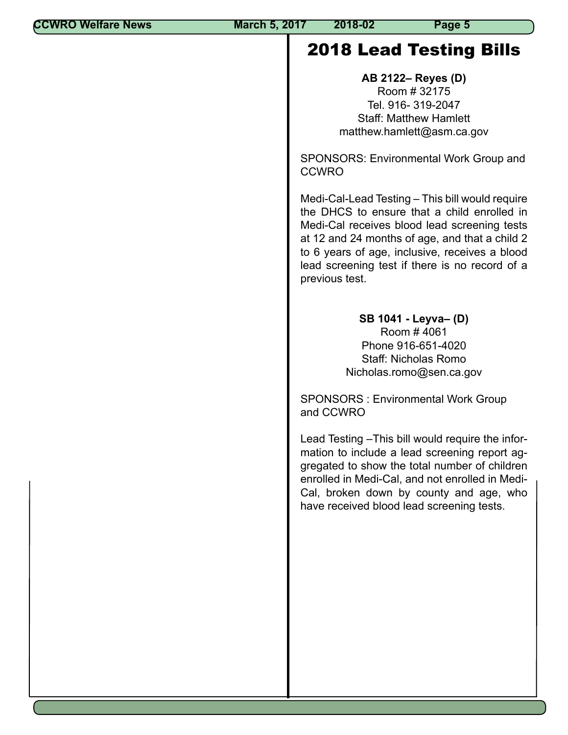# 2018 Lead Testing Bills

**AB 2122– Reyes (D)**
Room # 32175
Tel. 916- 319-2047
Staff: Matthew Hamlett
matthew.hamlett@asm.ca.gov

SPONSORS: Environmental Work Group and CCWRO

Medi-Cal-Lead Testing – This bill would require the DHCS to ensure that a child enrolled in Medi-Cal receives blood lead screening tests at 12 and 24 months of age, and that a child 2 to 6 years of age, inclusive, receives a blood lead screening test if there is no record of a previous test.

**SB 1041 - Leyva– (D)**
Room # 4061
Phone 916-651-4020
Staff: Nicholas Romo
Nicholas.romo@sen.ca.gov

SPONSORS : Environmental Work Group and CCWRO

Lead Testing –This bill would require the information to include a lead screening report aggregated to show the total number of children enrolled in Medi-Cal, and not enrolled in Medi-Cal, broken down by county and age, who have received blood lead screening tests.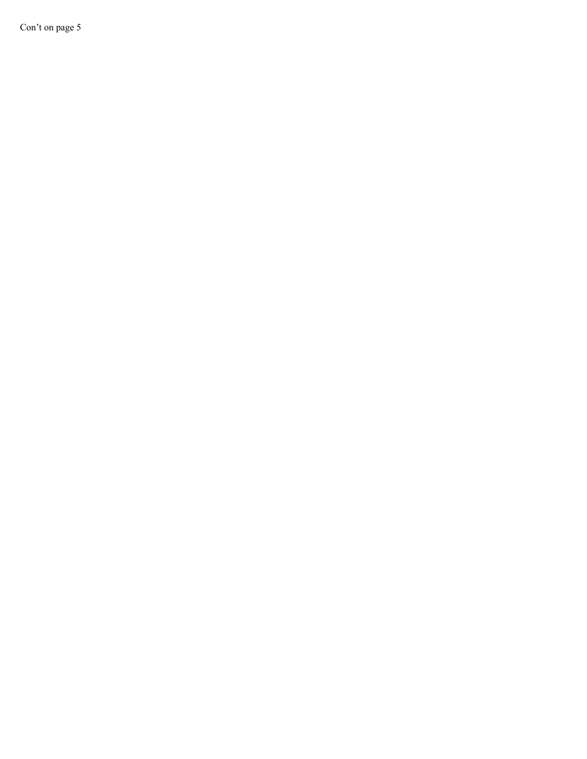Con’t on page 5